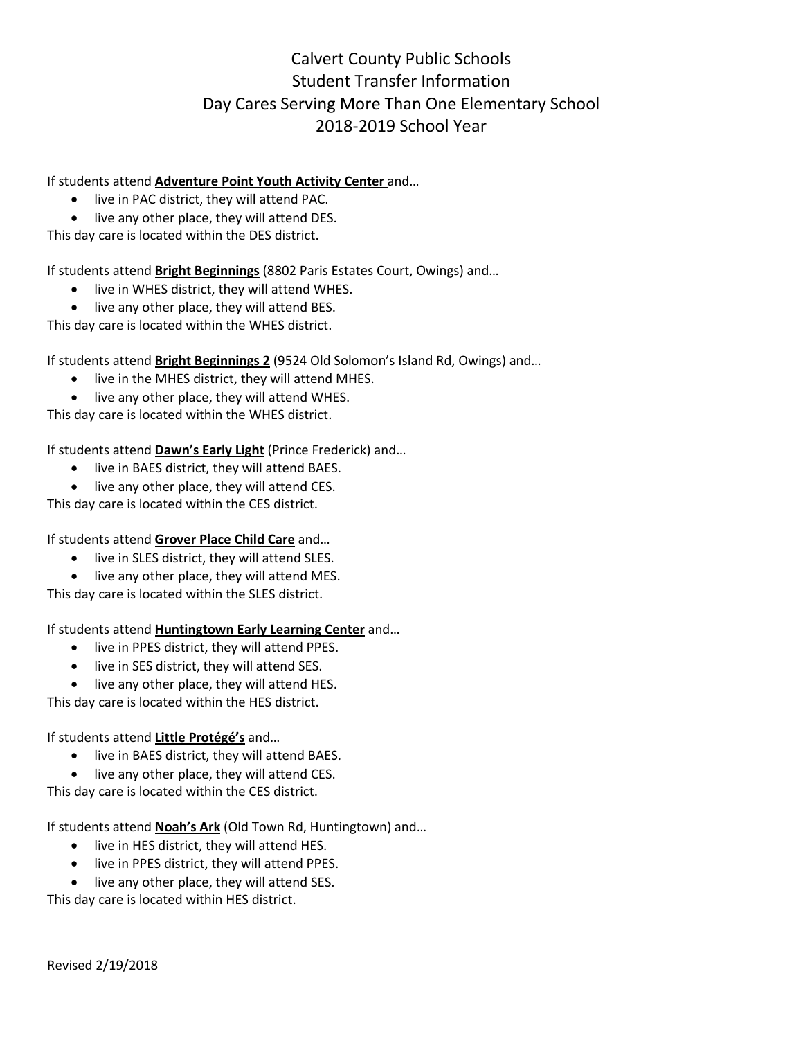# Calvert County Public Schools
## Student Transfer Information
## Day Cares Serving More Than One Elementary School
## 2018-2019 School Year

If students attend **Adventure Point Youth Activity Center** and…

- live in PAC district, they will attend PAC.
- live any other place, they will attend DES.

This day care is located within the DES district.

If students attend **Bright Beginnings** (8802 Paris Estates Court, Owings) and…

- live in WHES district, they will attend WHES.
- live any other place, they will attend BES.

This day care is located within the WHES district.

If students attend **Bright Beginnings 2** (9524 Old Solomon's Island Rd, Owings) and…

- live in the MHES district, they will attend MHES.
- live any other place, they will attend WHES.

This day care is located within the WHES district.

If students attend **Dawn's Early Light** (Prince Frederick) and…

- live in BAES district, they will attend BAES.
- live any other place, they will attend CES.

This day care is located within the CES district.

If students attend **Grover Place Child Care** and…

- live in SLES district, they will attend SLES.
- live any other place, they will attend MES.

This day care is located within the SLES district.

If students attend **Huntingtown Early Learning Center** and…

- live in PPES district, they will attend PPES.
- live in SES district, they will attend SES.
- live any other place, they will attend HES.

This day care is located within the HES district.

If students attend **Little Protégé's** and…

- live in BAES district, they will attend BAES.
- live any other place, they will attend CES.

This day care is located within the CES district.

If students attend **Noah's Ark** (Old Town Rd, Huntingtown) and…

- live in HES district, they will attend HES.
- live in PPES district, they will attend PPES.
- live any other place, they will attend SES.

This day care is located within HES district.

Revised 2/19/2018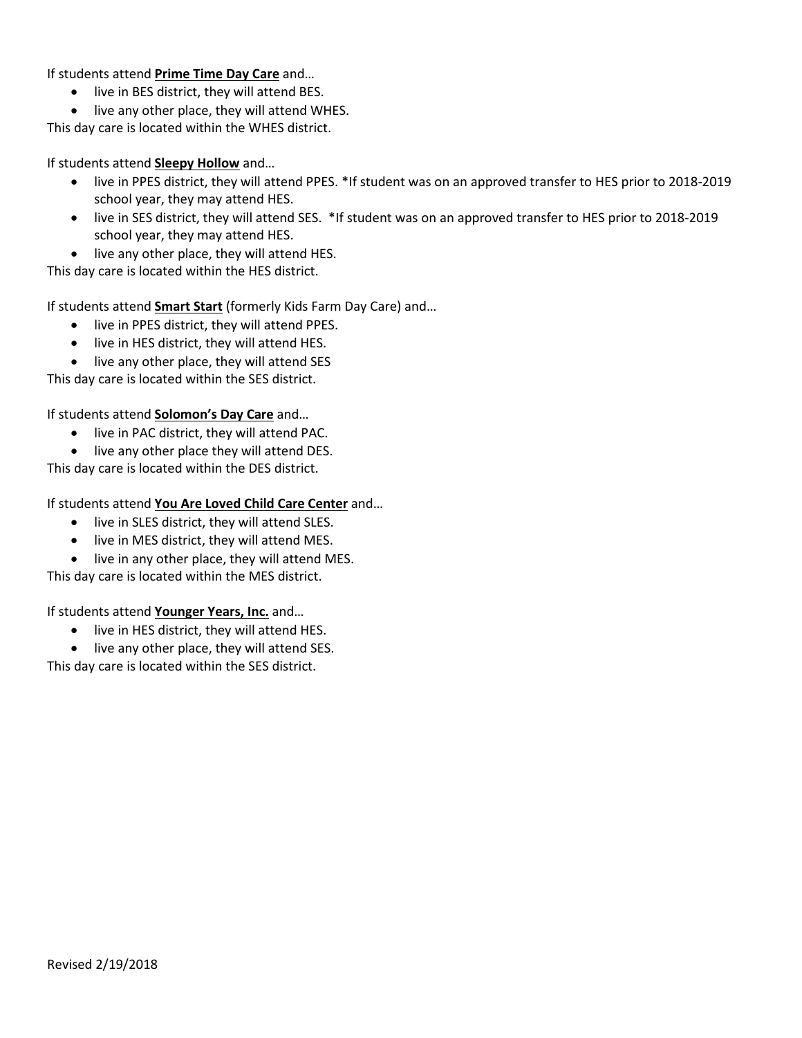If students attend **Prime Time Day Care** and…

- live in BES district, they will attend BES.
- live any other place, they will attend WHES.

This day care is located within the WHES district.

If students attend **Sleepy Hollow** and…

- live in PPES district, they will attend PPES. *If student was on an approved transfer to HES prior to 2018-2019 school year, they may attend HES.
- live in SES district, they will attend SES. *If student was on an approved transfer to HES prior to 2018-2019 school year, they may attend HES.
- live any other place, they will attend HES.

This day care is located within the HES district.

If students attend **Smart Start** (formerly Kids Farm Day Care) and…

- live in PPES district, they will attend PPES.
- live in HES district, they will attend HES.
- live any other place, they will attend SES

This day care is located within the SES district.

If students attend **Solomon's Day Care** and…

- live in PAC district, they will attend PAC.
- live any other place they will attend DES.

This day care is located within the DES district.

If students attend **You Are Loved Child Care Center** and…

- live in SLES district, they will attend SLES.
- live in MES district, they will attend MES.
- live in any other place, they will attend MES.

This day care is located within the MES district.

If students attend **Younger Years, Inc.** and…

- live in HES district, they will attend HES.
- live any other place, they will attend SES.

This day care is located within the SES district.

Revised 2/19/2018